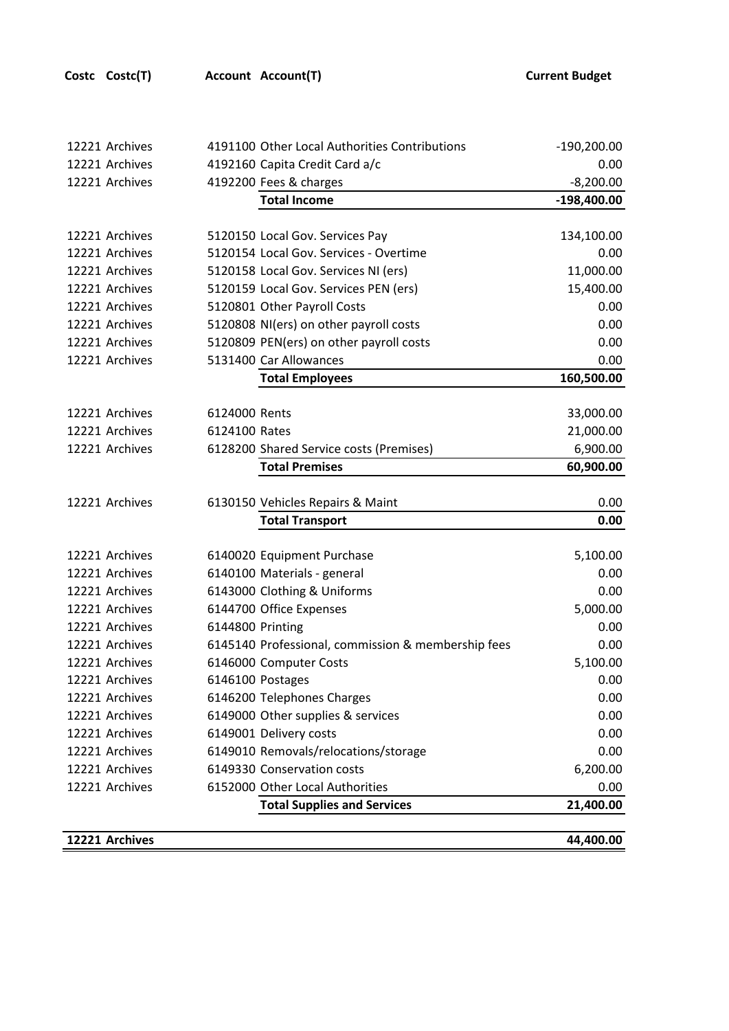| Costc | Costc(T) | Account | Account(T) | Current Budget |
|---|---|---|---|---|
| 12221 | Archives | 4191100 | Other Local Authorities Contributions | -190,200.00 |
| 12221 | Archives | 4192160 | Capita Credit Card a/c | 0.00 |
| 12221 | Archives | 4192200 | Fees & charges | -8,200.00 |
| | | | **Total Income** | **-198,400.00** |
| 12221 | Archives | 5120150 | Local Gov. Services Pay | 134,100.00 |
| 12221 | Archives | 5120154 | Local Gov. Services - Overtime | 0.00 |
| 12221 | Archives | 5120158 | Local Gov. Services NI (ers) | 11,000.00 |
| 12221 | Archives | 5120159 | Local Gov. Services PEN (ers) | 15,400.00 |
| 12221 | Archives | 5120801 | Other Payroll Costs | 0.00 |
| 12221 | Archives | 5120808 | NI(ers) on other payroll costs | 0.00 |
| 12221 | Archives | 5120809 | PEN(ers) on other payroll costs | 0.00 |
| 12221 | Archives | 5131400 | Car Allowances | 0.00 |
| | | | **Total Employees** | **160,500.00** |
| 12221 | Archives | 6124000 | Rents | 33,000.00 |
| 12221 | Archives | 6124100 | Rates | 21,000.00 |
| 12221 | Archives | 6128200 | Shared Service costs (Premises) | 6,900.00 |
| | | | **Total Premises** | **60,900.00** |
| 12221 | Archives | 6130150 | Vehicles Repairs & Maint | 0.00 |
| | | | **Total Transport** | **0.00** |
| 12221 | Archives | 6140020 | Equipment Purchase | 5,100.00 |
| 12221 | Archives | 6140100 | Materials - general | 0.00 |
| 12221 | Archives | 6143000 | Clothing & Uniforms | 0.00 |
| 12221 | Archives | 6144700 | Office Expenses | 5,000.00 |
| 12221 | Archives | 6144800 | Printing | 0.00 |
| 12221 | Archives | 6145140 | Professional, commission & membership fees | 0.00 |
| 12221 | Archives | 6146000 | Computer Costs | 5,100.00 |
| 12221 | Archives | 6146100 | Postages | 0.00 |
| 12221 | Archives | 6146200 | Telephones Charges | 0.00 |
| 12221 | Archives | 6149000 | Other supplies & services | 0.00 |
| 12221 | Archives | 6149001 | Delivery costs | 0.00 |
| 12221 | Archives | 6149010 | Removals/relocations/storage | 0.00 |
| 12221 | Archives | 6149330 | Conservation costs | 6,200.00 |
| 12221 | Archives | 6152000 | Other Local Authorities | 0.00 |
| | | | **Total Supplies and Services** | **21,400.00** |
| **12221** | **Archives** | | | **44,400.00** |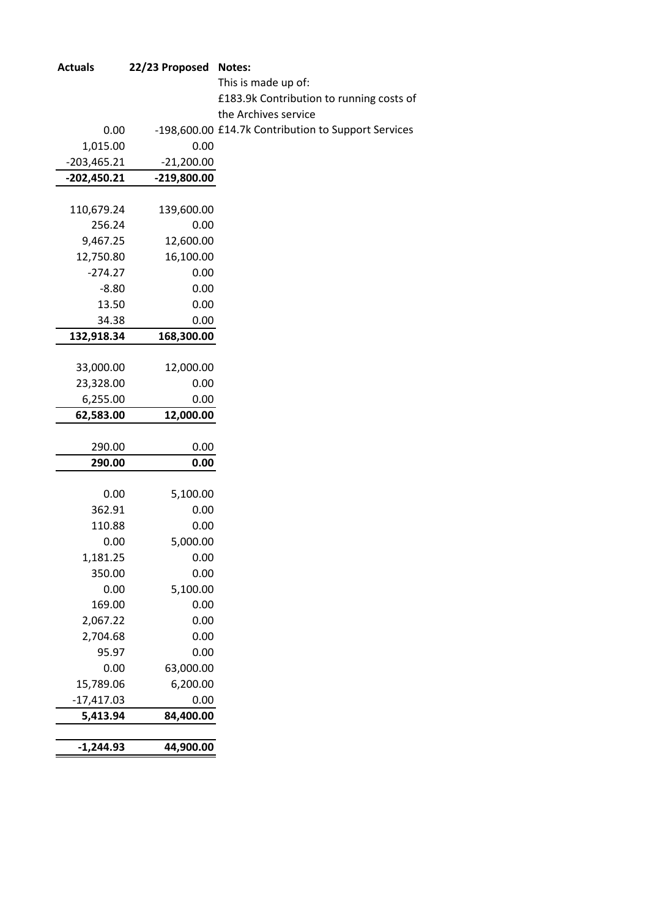| Actuals | 22/23 Proposed | Notes: |
|---|---|---|
| | | This is made up of: |
| | | £183.9k Contribution to running costs of |
| | | the Archives service |
| 0.00 | -198,600.00 | £14.7k Contribution to Support Services |
| 1,015.00 | 0.00 | |
| -203,465.21 | -21,200.00 | |
| **-202,450.21** | **-219,800.00** | |
| | | |
| 110,679.24 | 139,600.00 | |
| 256.24 | 0.00 | |
| 9,467.25 | 12,600.00 | |
| 12,750.80 | 16,100.00 | |
| -274.27 | 0.00 | |
| -8.80 | 0.00 | |
| 13.50 | 0.00 | |
| 34.38 | 0.00 | |
| **132,918.34** | **168,300.00** | |
| | | |
| 33,000.00 | 12,000.00 | |
| 23,328.00 | 0.00 | |
| 6,255.00 | 0.00 | |
| **62,583.00** | **12,000.00** | |
| | | |
| 290.00 | 0.00 | |
| **290.00** | **0.00** | |
| | | |
| 0.00 | 5,100.00 | |
| 362.91 | 0.00 | |
| 110.88 | 0.00 | |
| 0.00 | 5,000.00 | |
| 1,181.25 | 0.00 | |
| 350.00 | 0.00 | |
| 0.00 | 5,100.00 | |
| 169.00 | 0.00 | |
| 2,067.22 | 0.00 | |
| 2,704.68 | 0.00 | |
| 95.97 | 0.00 | |
| 0.00 | 63,000.00 | |
| 15,789.06 | 6,200.00 | |
| -17,417.03 | 0.00 | |
| **5,413.94** | **84,400.00** | |
| | | |
| **-1,244.93** | **44,900.00** | |